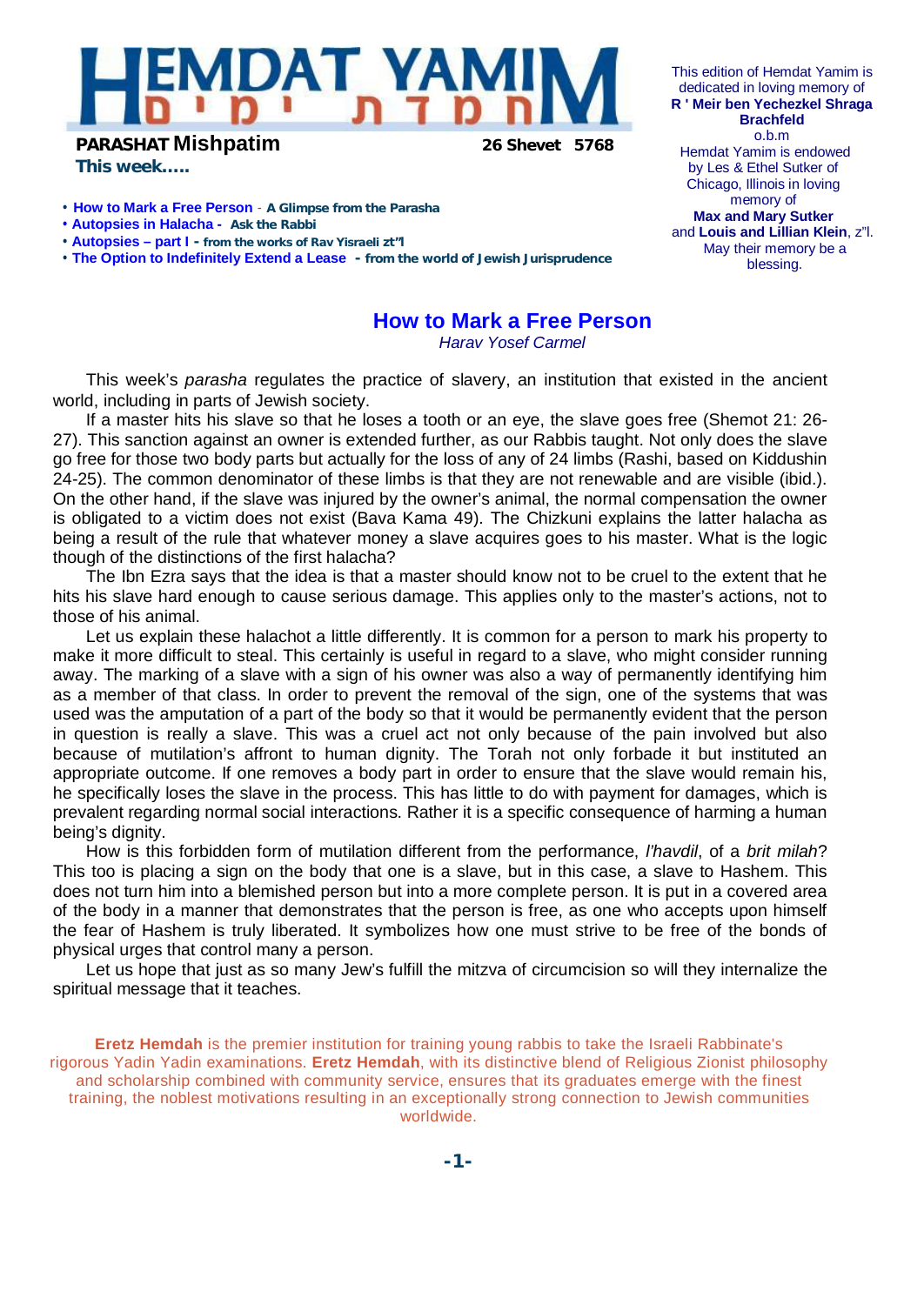# HEMDAT YAMIM
חמדת ימים

**PARASHAT Mishpatim** **26 Shevet 5768**

**This week.....**

- **How to Mark a Free Person** - **A Glimpse from the Parasha**
- **Autopsies in Halacha** - **Ask the Rabbi**
- **Autopsies – part I** - **from the works of Rav Yisraeli zt"l**
- **The Option to Indefinitely Extend a Lease** - **from the world of Jewish Jurisprudence**

This edition of Hemdat Yamim is dedicated in loving memory of **R ' Meir ben Yechezkel Shraga Brachfeld** o.b.m

Hemdat Yamim is endowed by Les & Ethel Sutker of Chicago, Illinois in loving memory of **Max and Mary Sutker** and **Louis and Lillian Klein**, z"l. May their memory be a blessing.

## How to Mark a Free Person

*Harav Yosef Carmel*

This week's *parasha* regulates the practice of slavery, an institution that existed in the ancient world, including in parts of Jewish society.

If a master hits his slave so that he loses a tooth or an eye, the slave goes free (Shemot 21: 26-27). This sanction against an owner is extended further, as our Rabbis taught. Not only does the slave go free for those two body parts but actually for the loss of any of 24 limbs (Rashi, based on Kiddushin 24-25). The common denominator of these limbs is that they are not renewable and are visible (ibid.). On the other hand, if the slave was injured by the owner's animal, the normal compensation the owner is obligated to a victim does not exist (Bava Kama 49). The Chizkuni explains the latter halacha as being a result of the rule that whatever money a slave acquires goes to his master. What is the logic though of the distinctions of the first halacha?

The Ibn Ezra says that the idea is that a master should know not to be cruel to the extent that he hits his slave hard enough to cause serious damage. This applies only to the master's actions, not to those of his animal.

Let us explain these halachot a little differently. It is common for a person to mark his property to make it more difficult to steal. This certainly is useful in regard to a slave, who might consider running away. The marking of a slave with a sign of his owner was also a way of permanently identifying him as a member of that class. In order to prevent the removal of the sign, one of the systems that was used was the amputation of a part of the body so that it would be permanently evident that the person in question is really a slave. This was a cruel act not only because of the pain involved but also because of mutilation's affront to human dignity. The Torah not only forbade it but instituted an appropriate outcome. If one removes a body part in order to ensure that the slave would remain his, he specifically loses the slave in the process. This has little to do with payment for damages, which is prevalent regarding normal social interactions. Rather it is a specific consequence of harming a human being's dignity.

How is this forbidden form of mutilation different from the performance, *l'havdil*, of a *brit milah*? This too is placing a sign on the body that one is a slave, but in this case, a slave to Hashem. This does not turn him into a blemished person but into a more complete person. It is put in a covered area of the body in a manner that demonstrates that the person is free, as one who accepts upon himself the fear of Hashem is truly liberated. It symbolizes how one must strive to be free of the bonds of physical urges that control many a person.

Let us hope that just as so many Jew's fulfill the mitzva of circumcision so will they internalize the spiritual message that it teaches.

**Eretz Hemdah** is the premier institution for training young rabbis to take the Israeli Rabbinate's rigorous Yadin Yadin examinations. **Eretz Hemdah**, with its distinctive blend of Religious Zionist philosophy and scholarship combined with community service, ensures that its graduates emerge with the finest training, the noblest motivations resulting in an exceptionally strong connection to Jewish communities worldwide.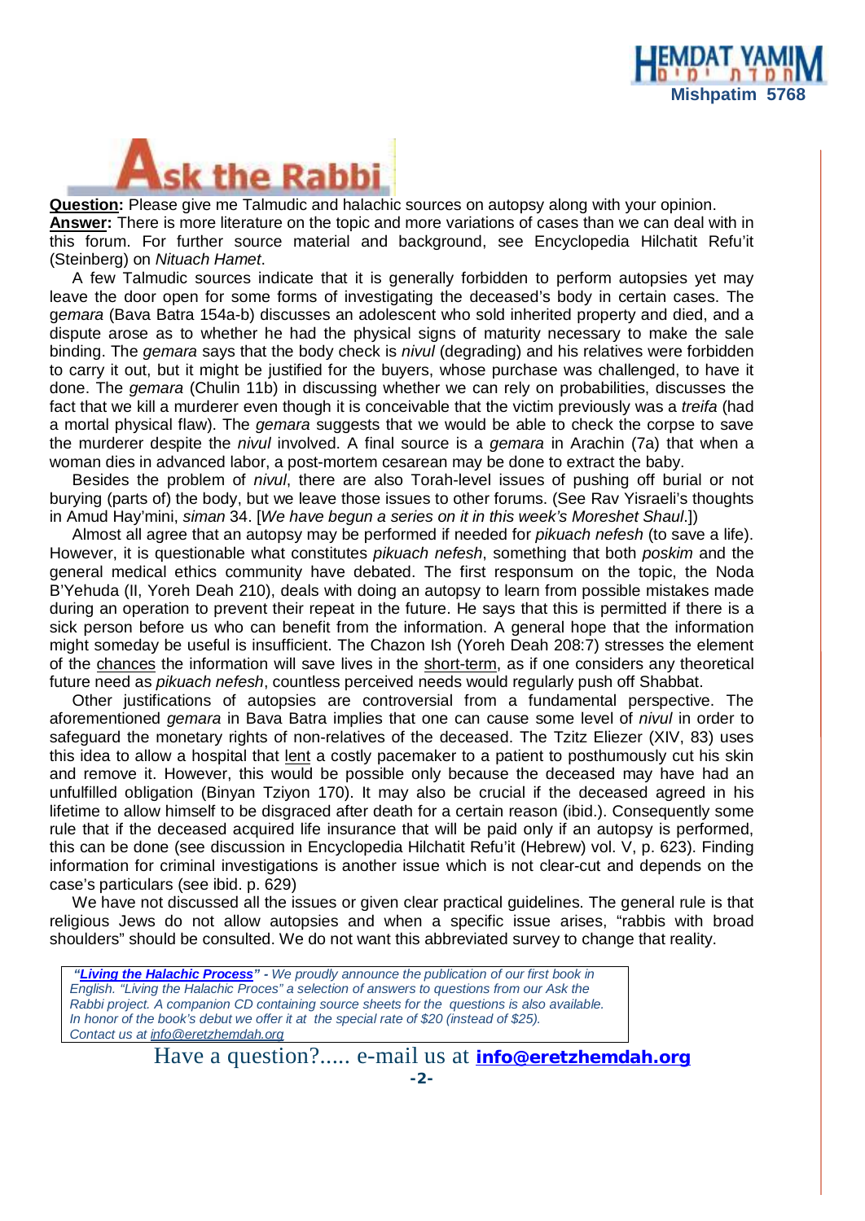# Ask the Rabbi

**Question:** Please give me Talmudic and halachic sources on autopsy along with your opinion.

**Answer:** There is more literature on the topic and more variations of cases than we can deal with in this forum. For further source material and background, see Encyclopedia Hilchatit Refu'it (Steinberg) on *Nituach Hamet*.

A few Talmudic sources indicate that it is generally forbidden to perform autopsies yet may leave the door open for some forms of investigating the deceased's body in certain cases. The g*emara* (Bava Batra 154a-b) discusses an adolescent who sold inherited property and died, and a dispute arose as to whether he had the physical signs of maturity necessary to make the sale binding. The *gemara* says that the body check is *nivul* (degrading) and his relatives were forbidden to carry it out, but it might be justified for the buyers, whose purchase was challenged, to have it done. The *gemara* (Chulin 11b) in discussing whether we can rely on probabilities, discusses the fact that we kill a murderer even though it is conceivable that the victim previously was a *treifa* (had a mortal physical flaw). The *gemara* suggests that we would be able to check the corpse to save the murderer despite the *nivul* involved. A final source is a *gemara* in Arachin (7a) that when a woman dies in advanced labor, a post-mortem cesarean may be done to extract the baby.

Besides the problem of *nivul*, there are also Torah-level issues of pushing off burial or not burying (parts of) the body, but we leave those issues to other forums. (See Rav Yisraeli's thoughts in Amud Hay'mini, *siman* 34. [*We have begun a series on it in this week's Moreshet Shaul*.])

Almost all agree that an autopsy may be performed if needed for *pikuach nefesh* (to save a life). However, it is questionable what constitutes *pikuach nefesh*, something that both *poskim* and the general medical ethics community have debated. The first responsum on the topic, the Noda B'Yehuda (II, Yoreh Deah 210), deals with doing an autopsy to learn from possible mistakes made during an operation to prevent their repeat in the future. He says that this is permitted if there is a sick person before us who can benefit from the information. A general hope that the information might someday be useful is insufficient. The Chazon Ish (Yoreh Deah 208:7) stresses the element of the chances the information will save lives in the short-term, as if one considers any theoretical future need as *pikuach nefesh*, countless perceived needs would regularly push off Shabbat.

Other justifications of autopsies are controversial from a fundamental perspective. The aforementioned *gemara* in Bava Batra implies that one can cause some level of *nivul* in order to safeguard the monetary rights of non-relatives of the deceased. The Tzitz Eliezer (XIV, 83) uses this idea to allow a hospital that lent a costly pacemaker to a patient to posthumously cut his skin and remove it. However, this would be possible only because the deceased may have had an unfulfilled obligation (Binyan Tziyon 170). It may also be crucial if the deceased agreed in his lifetime to allow himself to be disgraced after death for a certain reason (ibid.). Consequently some rule that if the deceased acquired life insurance that will be paid only if an autopsy is performed, this can be done (see discussion in Encyclopedia Hilchatit Refu'it (Hebrew) vol. V, p. 623). Finding information for criminal investigations is another issue which is not clear-cut and depends on the case's particulars (see ibid. p. 629)

We have not discussed all the issues or given clear practical guidelines. The general rule is that religious Jews do not allow autopsies and when a specific issue arises, "rabbis with broad shoulders" should be consulted. We do not want this abbreviated survey to change that reality.

> ***"Living the Halachic Process"*** *- We proudly announce the publication of our first book in English. "Living the Halachic Proces" a selection of answers to questions from our Ask the Rabbi project. A companion CD containing source sheets for the questions is also available. In honor of the book's debut we offer it at the special rate of $20 (instead of $25). Contact us at info@eretzhemdah.org*

Have a question?..... e-mail us at **info@eretzhemdah.org**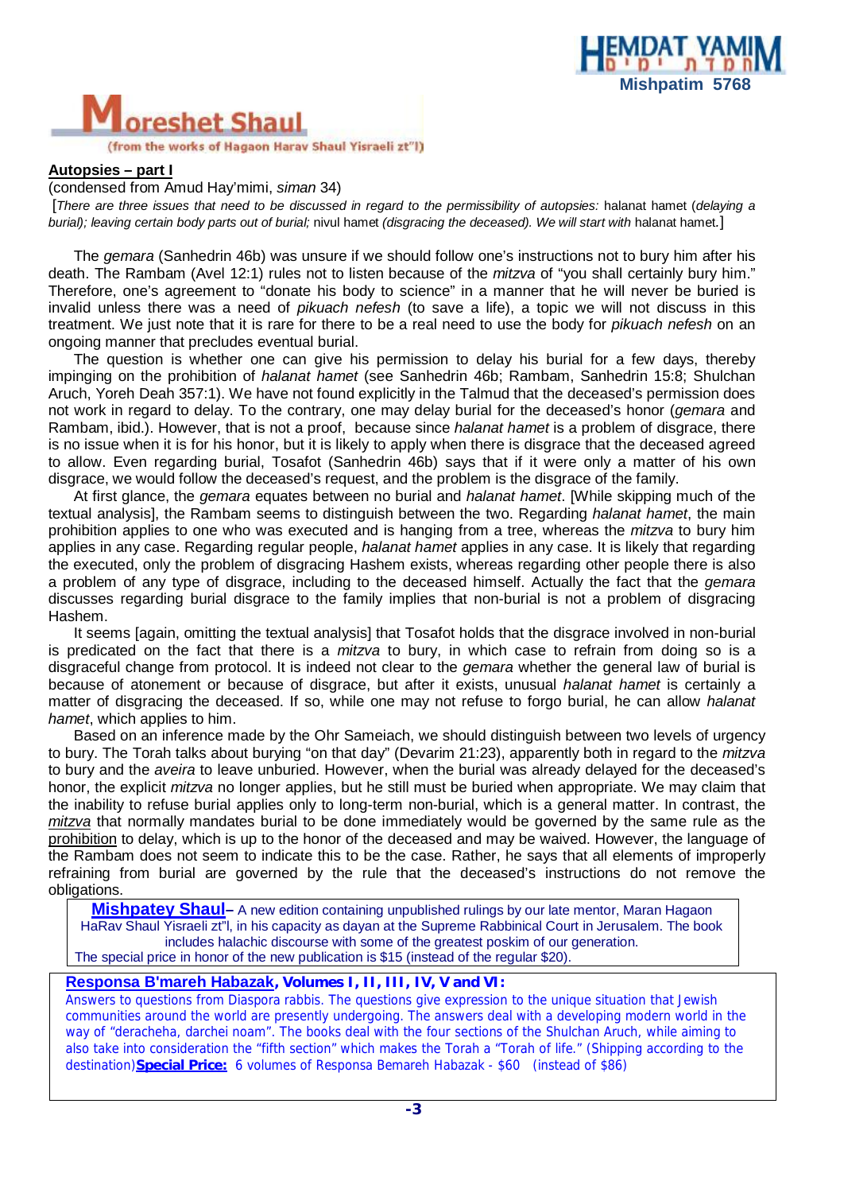# Moreshet Shaul

(from the works of Hagaon Harav Shaul Yisraeli zt"l)

**Autopsies – part I**

(condensed from Amud Hay'mimi, *siman* 34)

[*There are three issues that need to be discussed in regard to the permissibility of autopsies:* halanat hamet (*delaying a burial); leaving certain body parts out of burial;* nivul hamet *(disgracing the deceased). We will start with* halanat hamet.]

The *gemara* (Sanhedrin 46b) was unsure if we should follow one's instructions not to bury him after his death. The Rambam (Avel 12:1) rules not to listen because of the *mitzva* of "you shall certainly bury him." Therefore, one's agreement to "donate his body to science" in a manner that he will never be buried is invalid unless there was a need of *pikuach nefesh* (to save a life), a topic we will not discuss in this treatment. We just note that it is rare for there to be a real need to use the body for *pikuach nefesh* on an ongoing manner that precludes eventual burial.

The question is whether one can give his permission to delay his burial for a few days, thereby impinging on the prohibition of *halanat hamet* (see Sanhedrin 46b; Rambam, Sanhedrin 15:8; Shulchan Aruch, Yoreh Deah 357:1). We have not found explicitly in the Talmud that the deceased's permission does not work in regard to delay. To the contrary, one may delay burial for the deceased's honor (*gemara* and Rambam, ibid.). However, that is not a proof, because since *halanat hamet* is a problem of disgrace, there is no issue when it is for his honor, but it is likely to apply when there is disgrace that the deceased agreed to allow. Even regarding burial, Tosafot (Sanhedrin 46b) says that if it were only a matter of his own disgrace, we would follow the deceased's request, and the problem is the disgrace of the family.

At first glance, the *gemara* equates between no burial and *halanat hamet*. [While skipping much of the textual analysis], the Rambam seems to distinguish between the two. Regarding *halanat hamet*, the main prohibition applies to one who was executed and is hanging from a tree, whereas the *mitzva* to bury him applies in any case. Regarding regular people, *halanat hamet* applies in any case. It is likely that regarding the executed, only the problem of disgracing Hashem exists, whereas regarding other people there is also a problem of any type of disgrace, including to the deceased himself. Actually the fact that the *gemara* discusses regarding burial disgrace to the family implies that non-burial is not a problem of disgracing Hashem.

It seems [again, omitting the textual analysis] that Tosafot holds that the disgrace involved in non-burial is predicated on the fact that there is a *mitzva* to bury, in which case to refrain from doing so is a disgraceful change from protocol. It is indeed not clear to the *gemara* whether the general law of burial is because of atonement or because of disgrace, but after it exists, unusual *halanat hamet* is certainly a matter of disgracing the deceased. If so, while one may not refuse to forgo burial, he can allow *halanat hamet*, which applies to him.

Based on an inference made by the Ohr Sameiach, we should distinguish between two levels of urgency to bury. The Torah talks about burying "on that day" (Devarim 21:23), apparently both in regard to the *mitzva* to bury and the *aveira* to leave unburied. However, when the burial was already delayed for the deceased's honor, the explicit *mitzva* no longer applies, but he still must be buried when appropriate. We may claim that the inability to refuse burial applies only to long-term non-burial, which is a general matter. In contrast, the *mitzva* that normally mandates burial to be done immediately would be governed by the same rule as the prohibition to delay, which is up to the honor of the deceased and may be waived. However, the language of the Rambam does not seem to indicate this to be the case. Rather, he says that all elements of improperly refraining from burial are governed by the rule that the deceased's instructions do not remove the obligations.

---

**Mishpatey Shaul**– A new edition containing unpublished rulings by our late mentor, Maran Hagaon HaRav Shaul Yisraeli zt"l, in his capacity as dayan at the Supreme Rabbinical Court in Jerusalem. The book includes halachic discourse with some of the greatest poskim of our generation.
The special price in honor of the new publication is $15 (instead of the regular $20).

---

**Responsa B'mareh Habazak, Volumes I, II, III, IV, V and VI:**
Answers to questions from Diaspora rabbis. The questions give expression to the unique situation that Jewish communities around the world are presently undergoing. The answers deal with a developing modern world in the way of "deracheha, darchei noam". The books deal with the four sections of the Shulchan Aruch, while aiming to also take into consideration the "fifth section" which makes the Torah a "Torah of life." (Shipping according to the destination) **Special Price:** 6 volumes of Responsa Bemareh Habazak - $60 (instead of $86)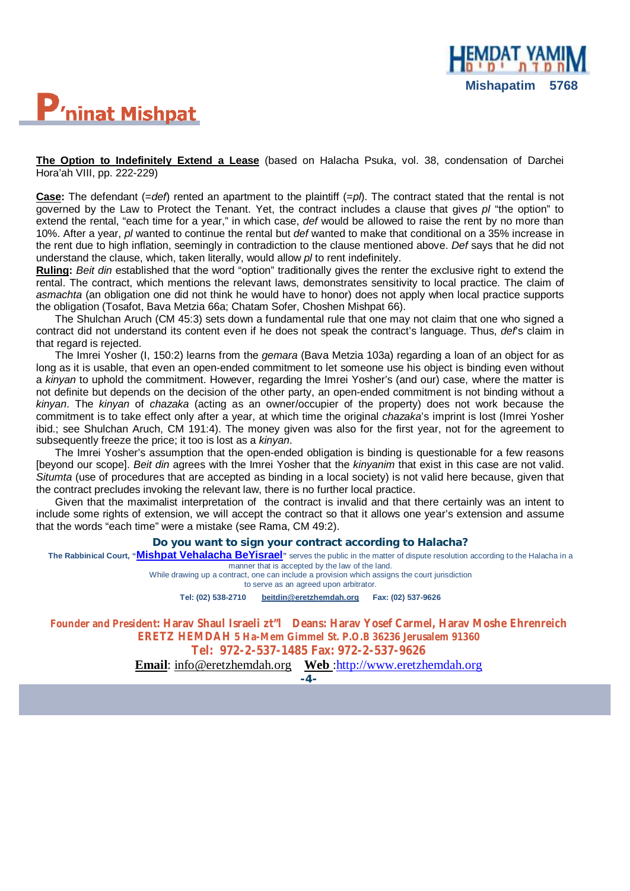# P'ninat Mishpat

**The Option to Indefinitely Extend a Lease** (based on Halacha Psuka, vol. 38, condensation of Darchei Hora'ah VIII, pp. 222-229)

**Case:** The defendant (=*def*) rented an apartment to the plaintiff (=*pl*). The contract stated that the rental is not governed by the Law to Protect the Tenant. Yet, the contract includes a clause that gives *pl* "the option" to extend the rental, "each time for a year," in which case, *def* would be allowed to raise the rent by no more than 10%. After a year, *pl* wanted to continue the rental but *def* wanted to make that conditional on a 35% increase in the rent due to high inflation, seemingly in contradiction to the clause mentioned above. *Def* says that he did not understand the clause, which, taken literally, would allow *pl* to rent indefinitely.

**Ruling:** *Beit din* established that the word "option" traditionally gives the renter the exclusive right to extend the rental. The contract, which mentions the relevant laws, demonstrates sensitivity to local practice. The claim of *asmachta* (an obligation one did not think he would have to honor) does not apply when local practice supports the obligation (Tosafot, Bava Metzia 66a; Chatam Sofer, Choshen Mishpat 66).

The Shulchan Aruch (CM 45:3) sets down a fundamental rule that one may not claim that one who signed a contract did not understand its content even if he does not speak the contract's language. Thus, *def*'s claim in that regard is rejected.

The Imrei Yosher (I, 150:2) learns from the *gemara* (Bava Metzia 103a) regarding a loan of an object for as long as it is usable, that even an open-ended commitment to let someone use his object is binding even without a *kinyan* to uphold the commitment. However, regarding the Imrei Yosher's (and our) case, where the matter is not definite but depends on the decision of the other party, an open-ended commitment is not binding without a *kinyan*. The *kinyan* of *chazaka* (acting as an owner/occupier of the property) does not work because the commitment is to take effect only after a year, at which time the original *chazaka*'s imprint is lost (Imrei Yosher ibid.; see Shulchan Aruch, CM 191:4). The money given was also for the first year, not for the agreement to subsequently freeze the price; it too is lost as a *kinyan*.

The Imrei Yosher's assumption that the open-ended obligation is binding is questionable for a few reasons [beyond our scope]. *Beit din* agrees with the Imrei Yosher that the *kinyanim* that exist in this case are not valid. *Situmta* (use of procedures that are accepted as binding in a local society) is not valid here because, given that the contract precludes invoking the relevant law, there is no further local practice.

Given that the maximalist interpretation of the contract is invalid and that there certainly was an intent to include some rights of extension, we will accept the contract so that it allows one year's extension and assume that the words "each time" were a mistake (see Rama, CM 49:2).

**Do you want to sign your contract according to Halacha?**

The Rabbinical Court, "**Mishpat Vehalacha BeYisrael**" serves the public in the matter of dispute resolution according to the Halacha in a manner that is accepted by the law of the land.
While drawing up a contract, one can include a provision which assigns the court jurisdiction to serve as an agreed upon arbitrator.

Tel: (02) 538-2710 beitdin@eretzhemdah.org Fax: (02) 537-9626

**Founder and President: Harav Shaul Israeli zt"l Deans: Harav Yosef Carmel, Harav Moshe Ehrenreich**
**ERETZ HEMDAH 5 Ha-Mem Gimmel St. P.O.B 36236 Jerusalem 91360**
**Tel: 972-2-537-1485 Fax: 972-2-537-9626**
**Email**: info@eretzhemdah.org **Web** :http://www.eretzhemdah.org